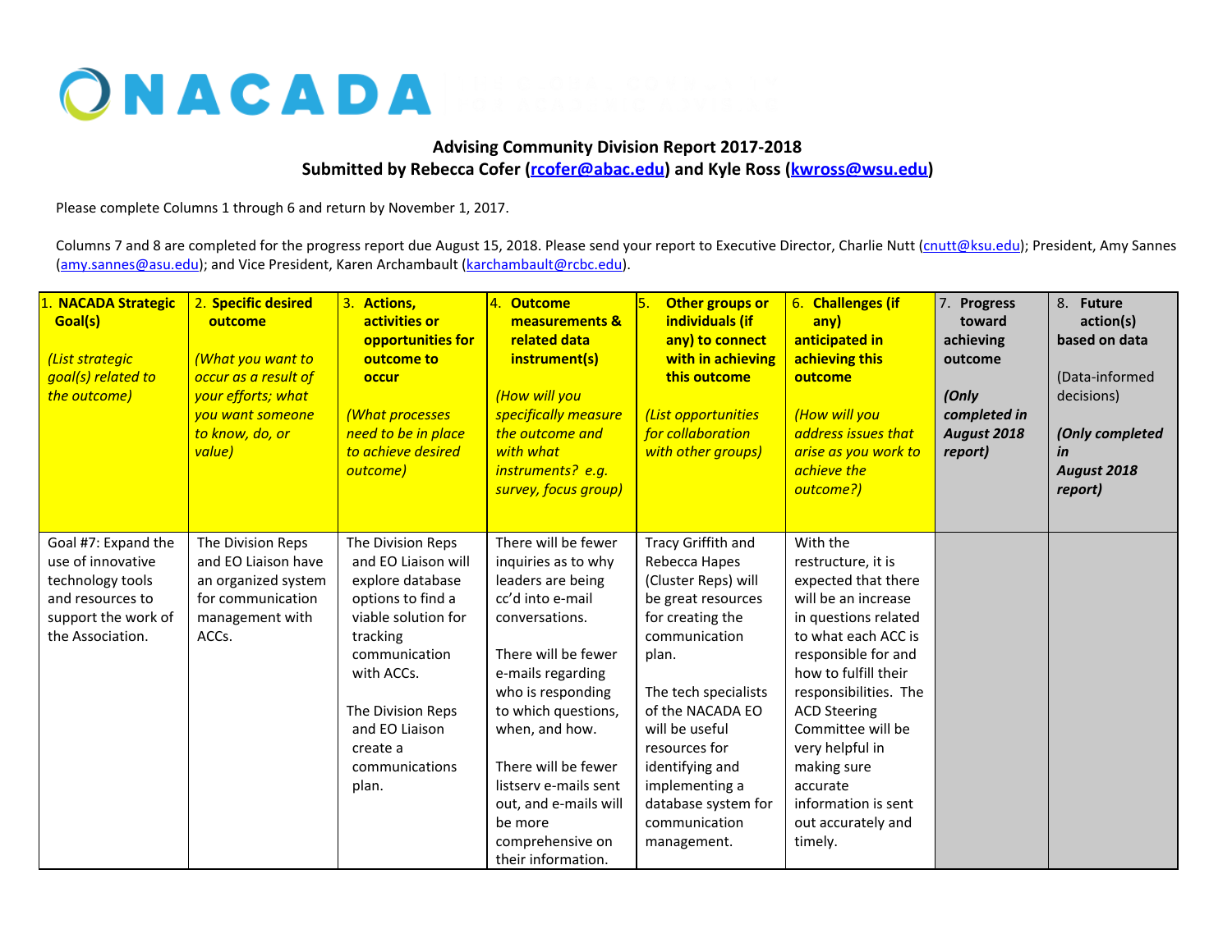NACADA

**Advising Community Division Report 2017-2018**
**Submitted by Rebecca Cofer (rcofer@abac.edu) and Kyle Ross (kwross@wsu.edu)**

Please complete Columns 1 through 6 and return by November 1, 2017.

Columns 7 and 8 are completed for the progress report due August 15, 2018. Please send your report to Executive Director, Charlie Nutt (cnutt@ksu.edu); President, Amy Sannes (amy.sannes@asu.edu); and Vice President, Karen Archambault (karchambault@rcbc.edu).

| 1. **NACADA Strategic Goal(s)** *(List strategic goal(s) related to the outcome)* | 2. **Specific desired outcome** *(What you want to occur as a result of your efforts; what you want someone to know, do, or value)* | 3. **Actions, activities or opportunities for outcome to occur** *(What processes need to be in place to achieve desired outcome)* | 4. **Outcome measurements & related data instrument(s)** *(How will you specifically measure the outcome and with what instruments? e.g. survey, focus group)* | 5. **Other groups or individuals (if any) to connect with in achieving this outcome** *(List opportunities for collaboration with other groups)* | 6. **Challenges (if any) anticipated in achieving this outcome** *(How will you address issues that arise as you work to achieve the outcome?)* | 7. **Progress toward achieving outcome** ***(Only completed in August 2018 report)*** | 8. **Future action(s) based on data** (Data-informed decisions) ***(Only completed in August 2018 report)*** |
|---|---|---|---|---|---|---|---|
| Goal #7: Expand the use of innovative technology tools and resources to support the work of the Association. | The Division Reps and EO Liaison have an organized system for communication management with ACCs. | The Division Reps and EO Liaison will explore database options to find a viable solution for tracking communication with ACCs.<br><br>The Division Reps and EO Liaison create a communications plan. | There will be fewer inquiries as to why leaders are being cc'd into e-mail conversations.<br><br>There will be fewer e-mails regarding who is responding to which questions, when, and how.<br><br>There will be fewer listserv e-mails sent out, and e-mails will be more comprehensive on their information. | Tracy Griffith and Rebecca Hapes (Cluster Reps) will be great resources for creating the communication plan.<br><br>The tech specialists of the NACADA EO will be useful resources for identifying and implementing a database system for communication management. | With the restructure, it is expected that there will be an increase in questions related to what each ACC is responsible for and how to fulfill their responsibilities. The ACD Steering Committee will be very helpful in making sure accurate information is sent out accurately and timely. | | |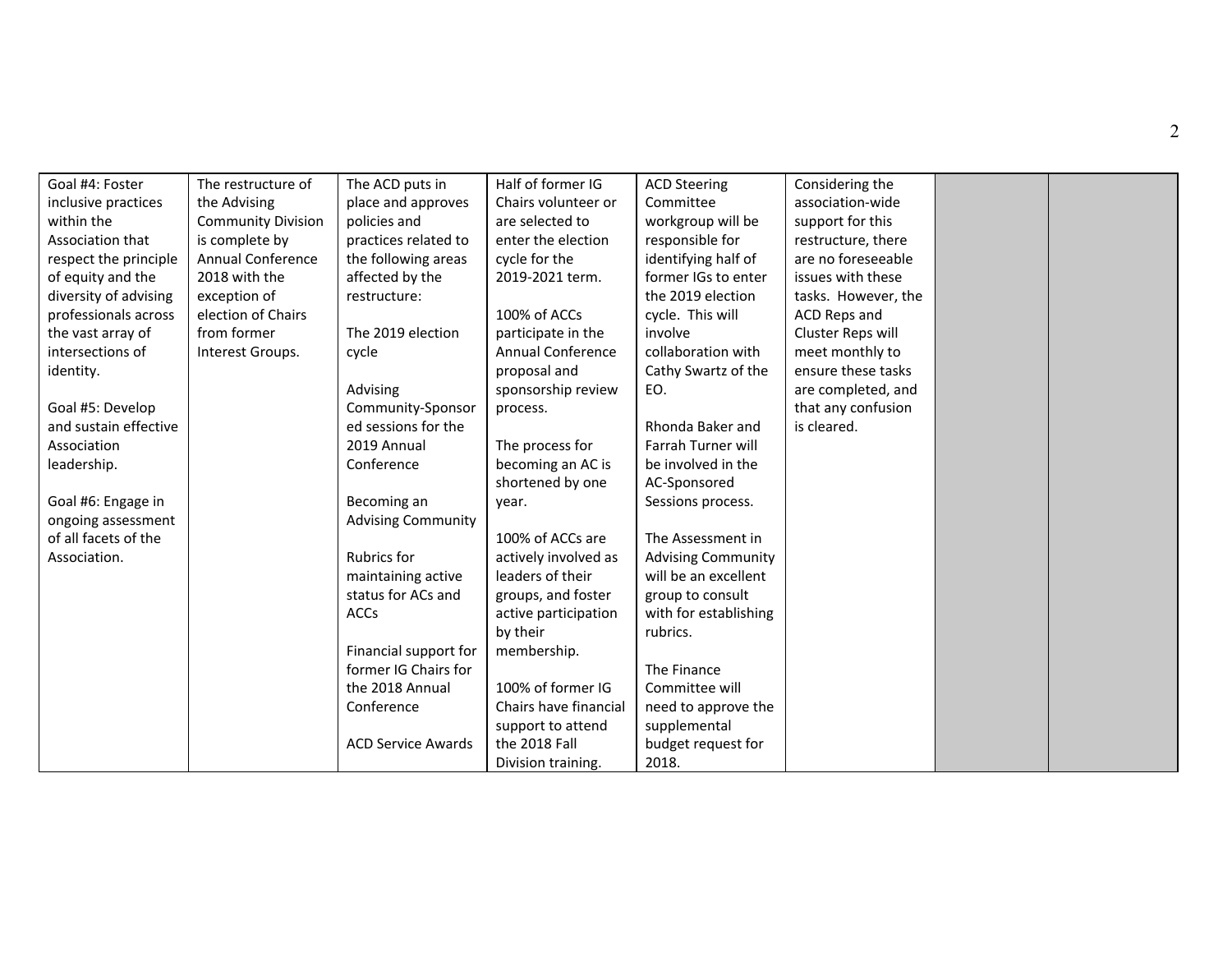| | | | | | | | |
|---|---|---|---|---|---|---|---|
| Goal #4: Foster inclusive practices within the Association that respect the principle of equity and the diversity of advising professionals across the vast array of intersections of identity.<br><br>Goal #5: Develop and sustain effective Association leadership.<br><br>Goal #6: Engage in ongoing assessment of all facets of the Association. | The restructure of the Advising Community Division is complete by Annual Conference 2018 with the exception of election of Chairs from former Interest Groups. | The ACD puts in place and approves policies and practices related to the following areas affected by the restructure:<br><br>The 2019 election cycle<br><br>Advising Community-Sponsored sessions for the 2019 Annual Conference<br><br>Becoming an Advising Community<br><br>Rubrics for maintaining active status for ACs and ACCs<br><br>Financial support for former IG Chairs for the 2018 Annual Conference<br><br>ACD Service Awards | Half of former IG Chairs volunteer or are selected to enter the election cycle for the 2019-2021 term.<br><br>100% of ACCs participate in the Annual Conference proposal and sponsorship review process.<br><br>The process for becoming an AC is shortened by one year.<br><br>100% of ACCs are actively involved as leaders of their groups, and foster active participation by their membership.<br><br>100% of former IG Chairs have financial support to attend the 2018 Fall Division training. | ACD Steering Committee workgroup will be responsible for identifying half of former IGs to enter the 2019 election cycle. This will involve collaboration with Cathy Swartz of the EO.<br><br>Rhonda Baker and Farrah Turner will be involved in the AC-Sponsored Sessions process.<br><br>The Assessment in Advising Community will be an excellent group to consult with for establishing rubrics.<br><br>The Finance Committee will need to approve the supplemental budget request for 2018. | Considering the association-wide support for this restructure, there are no foreseeable issues with these tasks. However, the ACD Reps and Cluster Reps will meet monthly to ensure these tasks are completed, and that any confusion is cleared. | | |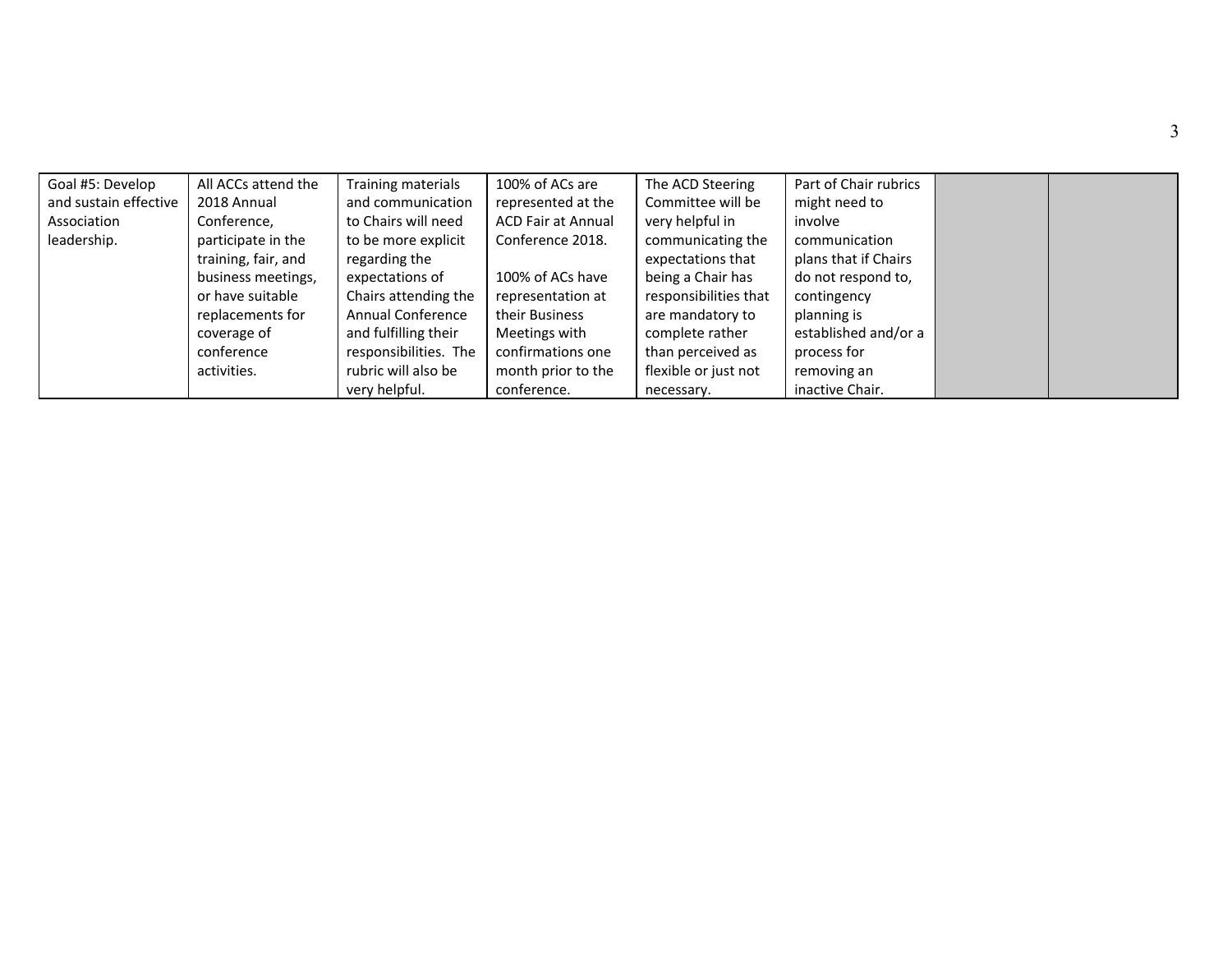| | | | | | | | |
|---|---|---|---|---|---|---|---|
| Goal #5: Develop and sustain effective Association leadership. | All ACCs attend the 2018 Annual Conference, participate in the training, fair, and business meetings, or have suitable replacements for coverage of conference activities. | Training materials and communication to Chairs will need to be more explicit regarding the expectations of Chairs attending the Annual Conference and fulfilling their responsibilities. The rubric will also be very helpful. | 100% of ACs are represented at the ACD Fair at Annual Conference 2018.<br><br>100% of ACs have representation at their Business Meetings with confirmations one month prior to the conference. | The ACD Steering Committee will be very helpful in communicating the expectations that being a Chair has responsibilities that are mandatory to complete rather than perceived as flexible or just not necessary. | Part of Chair rubrics might need to involve communication plans that if Chairs do not respond to, contingency planning is established and/or a process for removing an inactive Chair. | | |